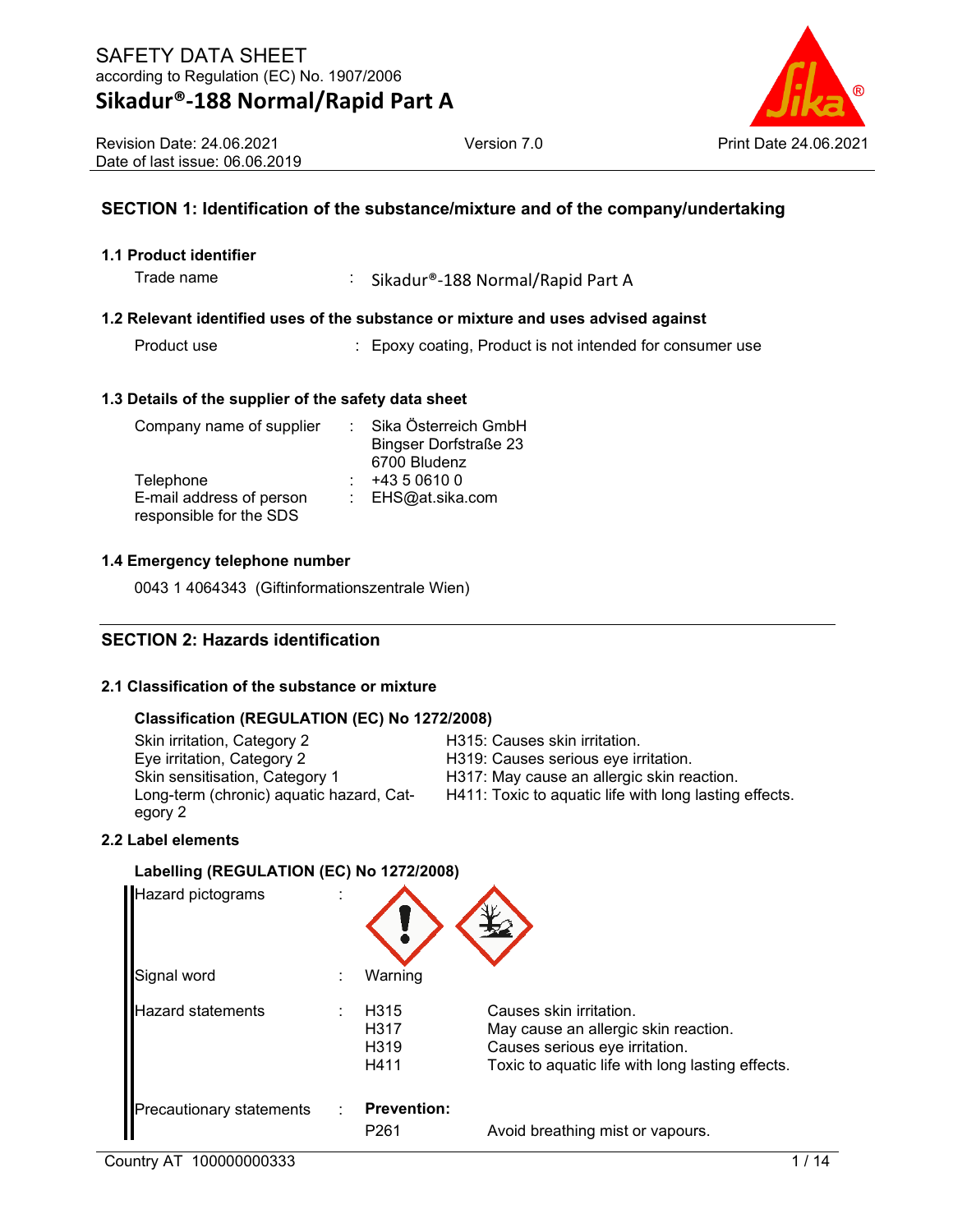# SAFETY DATA SHEET

according to Regulation (EC) No. 1907/2006

## Sikadur®-188 Normal/Rapid Part A

Revision Date: 24.06.2021
Date of last issue: 06.06.2019

Version 7.0

Print Date 24.06.2021

### SECTION 1: Identification of the substance/mixture and of the company/undertaking

**1.1 Product identifier**

| | | |
|---|---|---|
| Trade name | : | Sikadur®-188 Normal/Rapid Part A |

**1.2 Relevant identified uses of the substance or mixture and uses advised against**

| | | |
|---|---|---|
| Product use | : | Epoxy coating, Product is not intended for consumer use |

**1.3 Details of the supplier of the safety data sheet**

| | | |
|---|---|---|
| Company name of supplier | : | Sika Österreich GmbH<br>Bingser Dorfstraße 23<br>6700 Bludenz |
| Telephone | : | +43 5 0610 0 |
| E-mail address of person responsible for the SDS | : | EHS@at.sika.com |

**1.4 Emergency telephone number**

0043 1 4064343 (Giftinformationszentrale Wien)

### SECTION 2: Hazards identification

**2.1 Classification of the substance or mixture**

**Classification (REGULATION (EC) No 1272/2008)**

| | |
|---|---|
| Skin irritation, Category 2 | H315: Causes skin irritation. |
| Eye irritation, Category 2 | H319: Causes serious eye irritation. |
| Skin sensitisation, Category 1 | H317: May cause an allergic skin reaction. |
| Long-term (chronic) aquatic hazard, Category 2 | H411: Toxic to aquatic life with long lasting effects. |

**2.2 Label elements**

**Labelling (REGULATION (EC) No 1272/2008)**

| | | | |
|---|---|---|---|
| Hazard pictograms | : | | |
| Signal word | : | Warning | |
| Hazard statements | : | H315 | Causes skin irritation. |
| | | H317 | May cause an allergic skin reaction. |
| | | H319 | Causes serious eye irritation. |
| | | H411 | Toxic to aquatic life with long lasting effects. |
| Precautionary statements | : | **Prevention:** | |
| | | P261 | Avoid breathing mist or vapours. |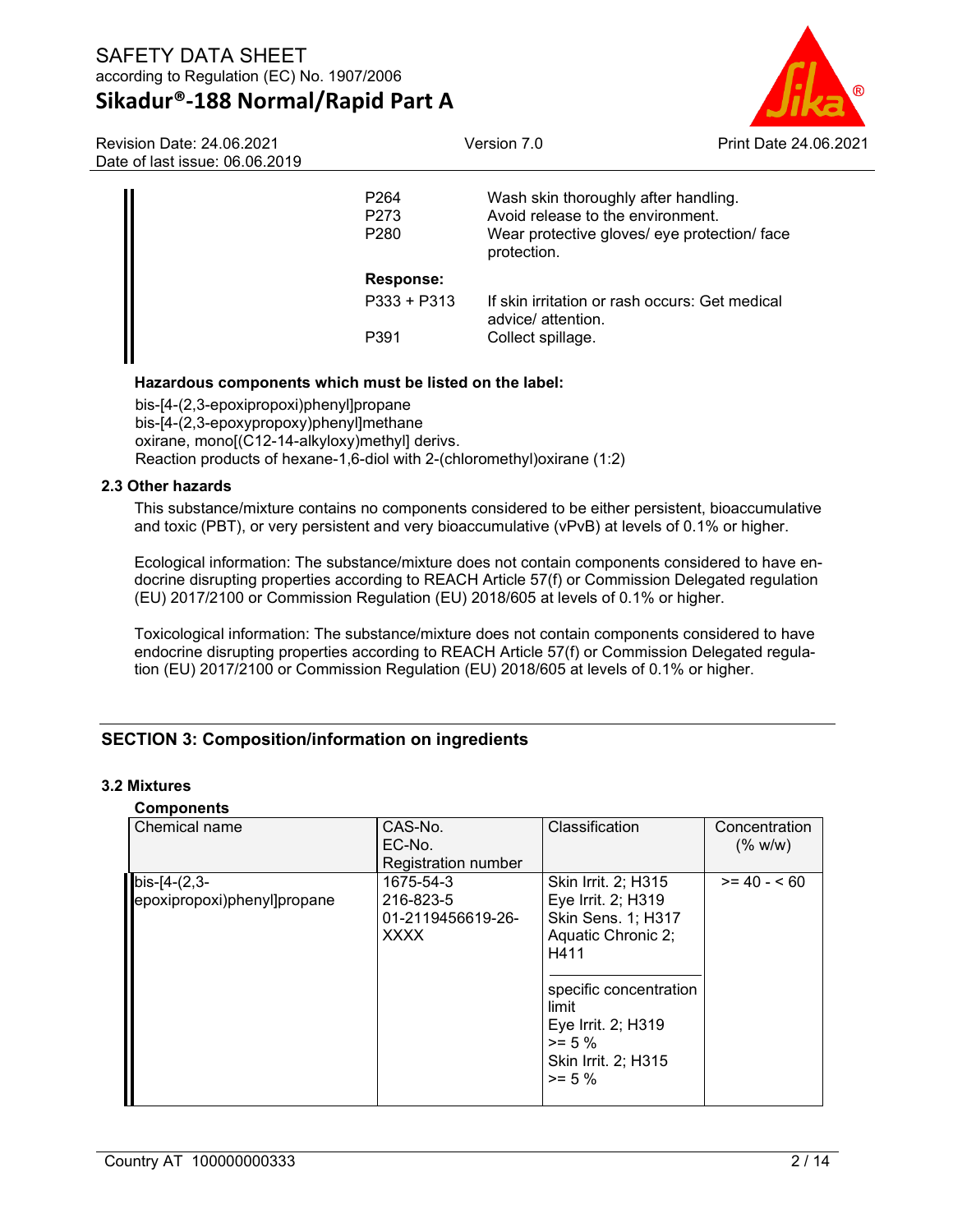| | |
|---|---|
| P264 | Wash skin thoroughly after handling. |
| P273 | Avoid release to the environment. |
| P280 | Wear protective gloves/ eye protection/ face protection. |

**Response:**

| | |
|---|---|
| P333 + P313 | If skin irritation or rash occurs: Get medical advice/ attention. |
| P391 | Collect spillage. |

**Hazardous components which must be listed on the label:**

bis-[4-(2,3-epoxipropoxi)phenyl]propane
bis-[4-(2,3-epoxypropoxy)phenyl]methane
oxirane, mono[(C12-14-alkyloxy)methyl] derivs.
Reaction products of hexane-1,6-diol with 2-(chloromethyl)oxirane (1:2)

### 2.3 Other hazards

This substance/mixture contains no components considered to be either persistent, bioaccumulative and toxic (PBT), or very persistent and very bioaccumulative (vPvB) at levels of 0.1% or higher.

Ecological information: The substance/mixture does not contain components considered to have endocrine disrupting properties according to REACH Article 57(f) or Commission Delegated regulation (EU) 2017/2100 or Commission Regulation (EU) 2018/605 at levels of 0.1% or higher.

Toxicological information: The substance/mixture does not contain components considered to have endocrine disrupting properties according to REACH Article 57(f) or Commission Delegated regulation (EU) 2017/2100 or Commission Regulation (EU) 2018/605 at levels of 0.1% or higher.

## SECTION 3: Composition/information on ingredients

### 3.2 Mixtures

**Components**

| Chemical name | CAS-No.<br>EC-No.<br>Registration number | Classification | Concentration (% w/w) |
|---|---|---|---|
| bis-[4-(2,3-epoxipropoxi)phenyl]propane | 1675-54-3<br>216-823-5<br>01-2119456619-26-XXXX | Skin Irrit. 2; H315<br>Eye Irrit. 2; H319<br>Skin Sens. 1; H317<br>Aquatic Chronic 2; H411<br><br>specific concentration limit<br>Eye Irrit. 2; H319<br>>= 5 %<br>Skin Irrit. 2; H315<br>>= 5 % | >= 40 - < 60 |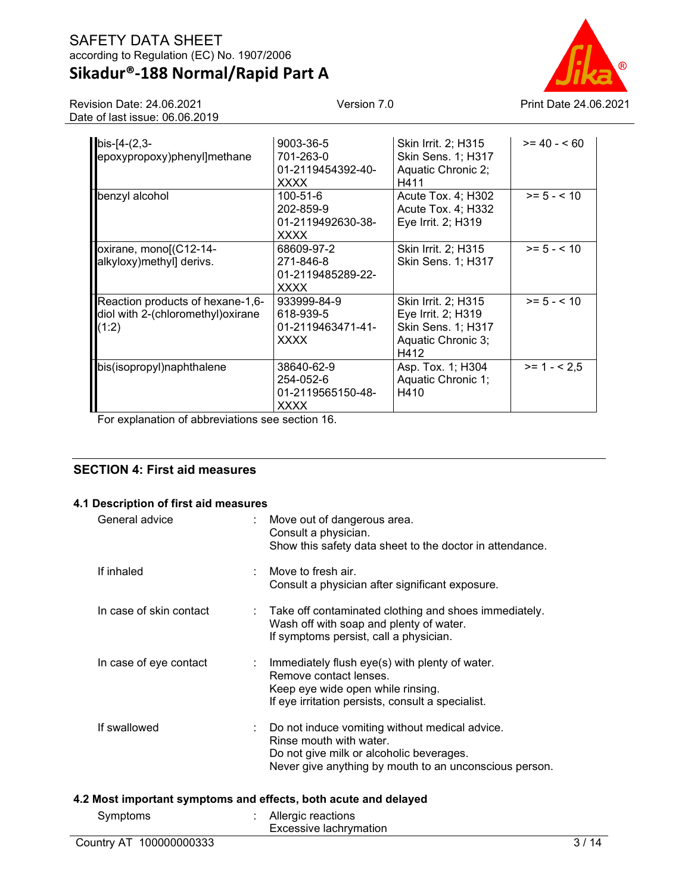| | | | |
|---|---|---|---|
| bis-[4-(2,3-epoxypropoxy)phenyl]methane | 9003-36-5<br>701-263-0<br>01-2119454392-40-XXXX | Skin Irrit. 2; H315<br>Skin Sens. 1; H317<br>Aquatic Chronic 2; H411 | >= 40 - < 60 |
| benzyl alcohol | 100-51-6<br>202-859-9<br>01-2119492630-38-XXXX | Acute Tox. 4; H302<br>Acute Tox. 4; H332<br>Eye Irrit. 2; H319 | >= 5 - < 10 |
| oxirane, mono[(C12-14-alkyloxy)methyl] derivs. | 68609-97-2<br>271-846-8<br>01-2119485289-22-XXXX | Skin Irrit. 2; H315<br>Skin Sens. 1; H317 | >= 5 - < 10 |
| Reaction products of hexane-1,6-diol with 2-(chloromethyl)oxirane (1:2) | 933999-84-9<br>618-939-5<br>01-2119463471-41-XXXX | Skin Irrit. 2; H315<br>Eye Irrit. 2; H319<br>Skin Sens. 1; H317<br>Aquatic Chronic 3; H412 | >= 5 - < 10 |
| bis(isopropyl)naphthalene | 38640-62-9<br>254-052-6<br>01-2119565150-48-XXXX | Asp. Tox. 1; H304<br>Aquatic Chronic 1; H410 | >= 1 - < 2,5 |

For explanation of abbreviations see section 16.

## SECTION 4: First aid measures

### 4.1 Description of first aid measures

General advice : Move out of dangerous area.
Consult a physician.
Show this safety data sheet to the doctor in attendance.

If inhaled : Move to fresh air.
Consult a physician after significant exposure.

In case of skin contact : Take off contaminated clothing and shoes immediately.
Wash off with soap and plenty of water.
If symptoms persist, call a physician.

In case of eye contact : Immediately flush eye(s) with plenty of water.
Remove contact lenses.
Keep eye wide open while rinsing.
If eye irritation persists, consult a specialist.

If swallowed : Do not induce vomiting without medical advice.
Rinse mouth with water.
Do not give milk or alcoholic beverages.
Never give anything by mouth to an unconscious person.

### 4.2 Most important symptoms and effects, both acute and delayed

Symptoms : Allergic reactions
Excessive lachrymation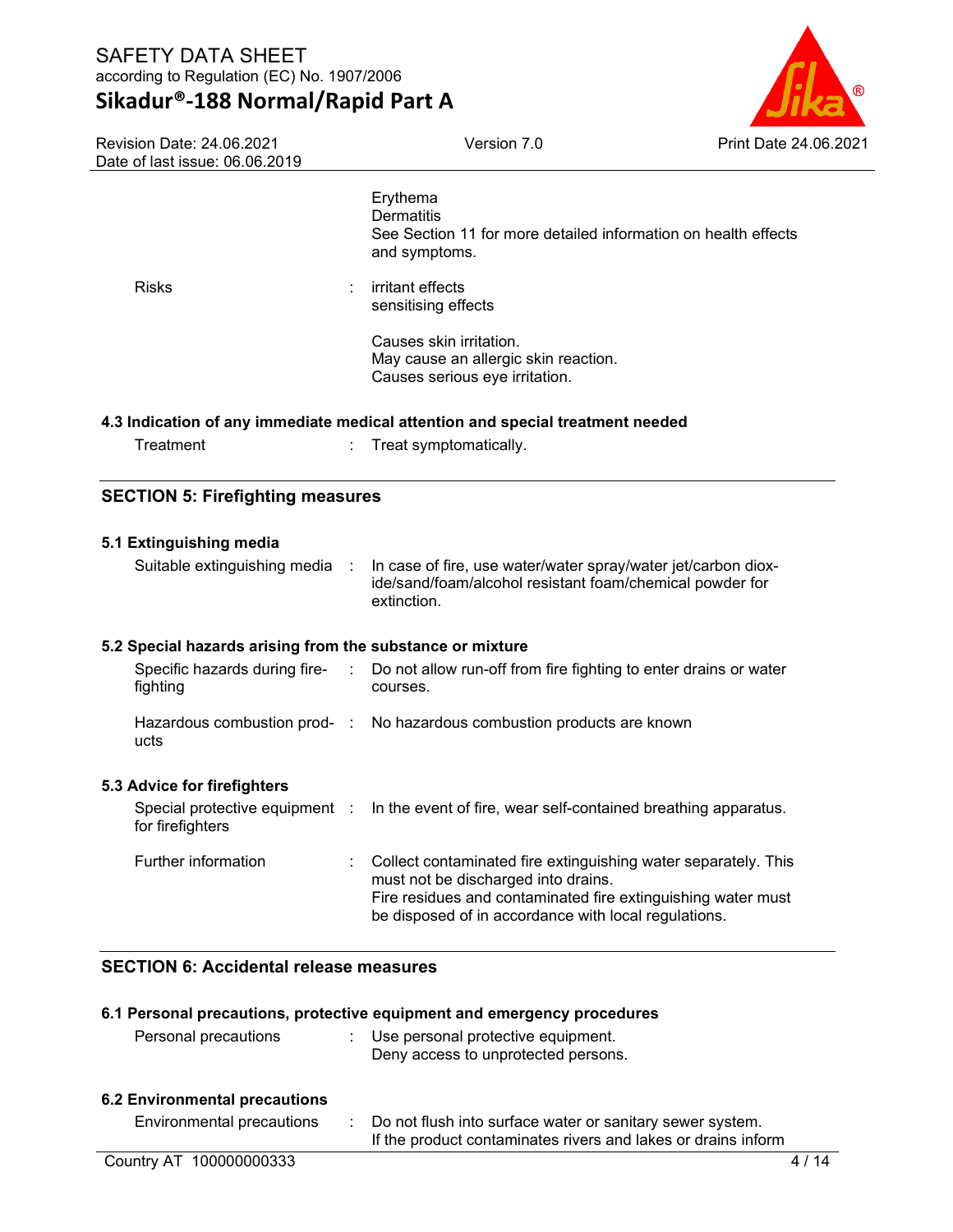Erythema
Dermatitis
See Section 11 for more detailed information on health effects and symptoms.

Risks : irritant effects
sensitising effects

Causes skin irritation.
May cause an allergic skin reaction.
Causes serious eye irritation.

### 4.3 Indication of any immediate medical attention and special treatment needed

Treatment : Treat symptomatically.

## SECTION 5: Firefighting measures

### 5.1 Extinguishing media

Suitable extinguishing media : In case of fire, use water/water spray/water jet/carbon dioxide/sand/foam/alcohol resistant foam/chemical powder for extinction.

### 5.2 Special hazards arising from the substance or mixture

Specific hazards during firefighting : Do not allow run-off from fire fighting to enter drains or water courses.

Hazardous combustion products : No hazardous combustion products are known

### 5.3 Advice for firefighters

Special protective equipment for firefighters : In the event of fire, wear self-contained breathing apparatus.

Further information : Collect contaminated fire extinguishing water separately. This must not be discharged into drains.
Fire residues and contaminated fire extinguishing water must be disposed of in accordance with local regulations.

## SECTION 6: Accidental release measures

### 6.1 Personal precautions, protective equipment and emergency procedures

Personal precautions : Use personal protective equipment.
Deny access to unprotected persons.

### 6.2 Environmental precautions

Environmental precautions : Do not flush into surface water or sanitary sewer system.
If the product contaminates rivers and lakes or drains inform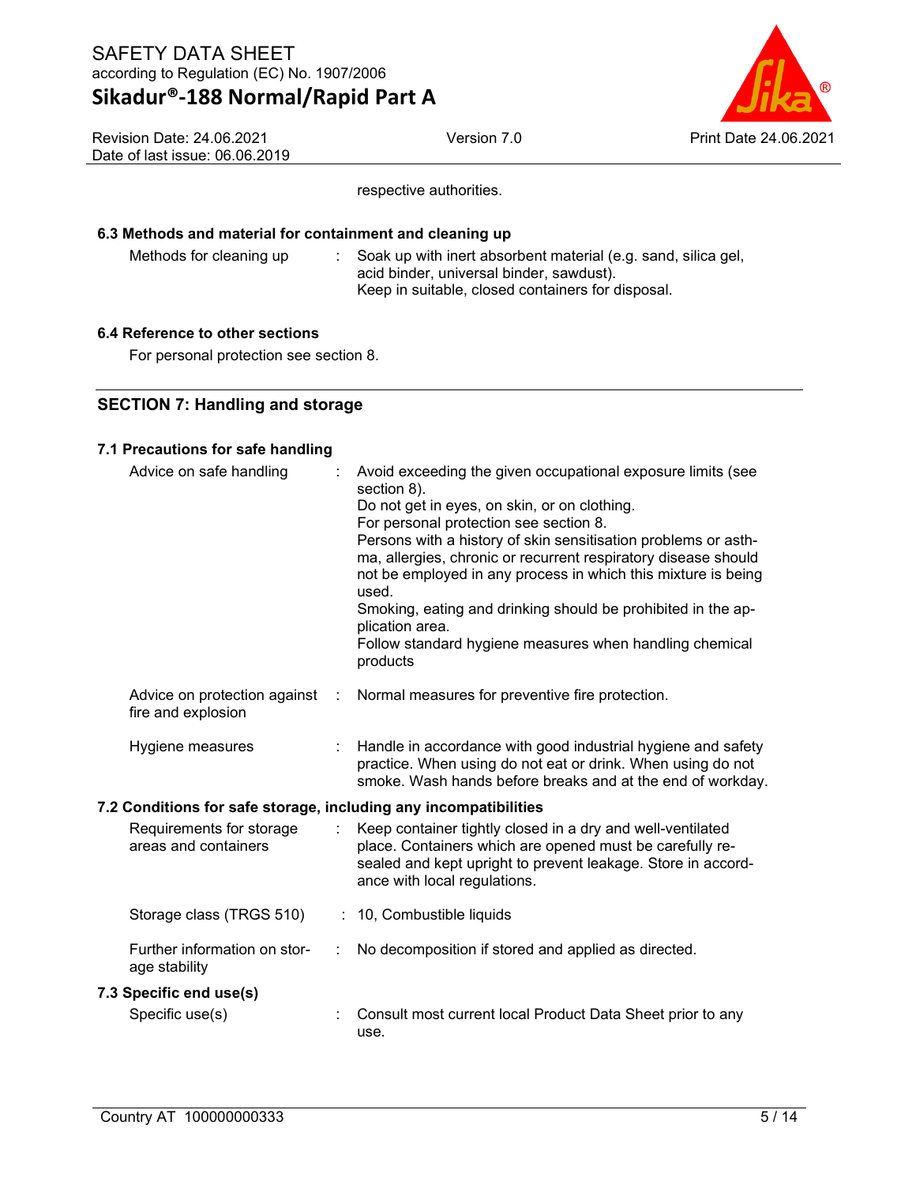respective authorities.

### 6.3 Methods and material for containment and cleaning up

| | |
|---|---|
| Methods for cleaning up | Soak up with inert absorbent material (e.g. sand, silica gel, acid binder, universal binder, sawdust).<br>Keep in suitable, closed containers for disposal. |

### 6.4 Reference to other sections

For personal protection see section 8.

## SECTION 7: Handling and storage

### 7.1 Precautions for safe handling

| | |
|---|---|
| Advice on safe handling | Avoid exceeding the given occupational exposure limits (see section 8).<br>Do not get in eyes, on skin, or on clothing.<br>For personal protection see section 8.<br>Persons with a history of skin sensitisation problems or asthma, allergies, chronic or recurrent respiratory disease should not be employed in any process in which this mixture is being used.<br>Smoking, eating and drinking should be prohibited in the application area.<br>Follow standard hygiene measures when handling chemical products |
| Advice on protection against fire and explosion | Normal measures for preventive fire protection. |
| Hygiene measures | Handle in accordance with good industrial hygiene and safety practice. When using do not eat or drink. When using do not smoke. Wash hands before breaks and at the end of workday. |

### 7.2 Conditions for safe storage, including any incompatibilities

| | |
|---|---|
| Requirements for storage areas and containers | Keep container tightly closed in a dry and well-ventilated place. Containers which are opened must be carefully resealed and kept upright to prevent leakage. Store in accordance with local regulations. |
| Storage class (TRGS 510) | 10, Combustible liquids |
| Further information on storage stability | No decomposition if stored and applied as directed. |

### 7.3 Specific end use(s)

| | |
|---|---|
| Specific use(s) | Consult most current local Product Data Sheet prior to any use. |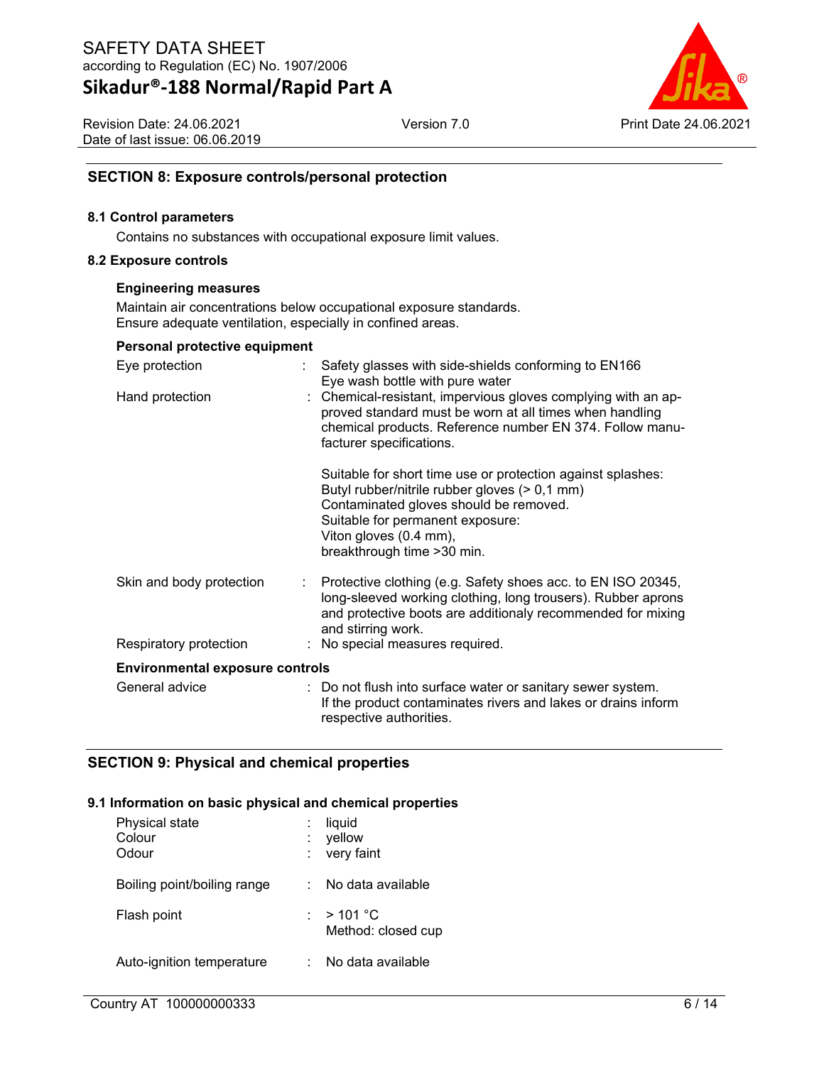## SECTION 8: Exposure controls/personal protection

### 8.1 Control parameters

Contains no substances with occupational exposure limit values.

### 8.2 Exposure controls

**Engineering measures**

Maintain air concentrations below occupational exposure standards.
Ensure adequate ventilation, especially in confined areas.

**Personal protective equipment**

| | | |
|---|---|---|
| Eye protection | : | Safety glasses with side-shields conforming to EN166<br>Eye wash bottle with pure water |
| Hand protection | : | Chemical-resistant, impervious gloves complying with an approved standard must be worn at all times when handling chemical products. Reference number EN 374. Follow manufacturer specifications.<br><br>Suitable for short time use or protection against splashes:<br>Butyl rubber/nitrile rubber gloves (> 0,1 mm)<br>Contaminated gloves should be removed.<br>Suitable for permanent exposure:<br>Viton gloves (0.4 mm),<br>breakthrough time >30 min. |
| Skin and body protection | : | Protective clothing (e.g. Safety shoes acc. to EN ISO 20345, long-sleeved working clothing, long trousers). Rubber aprons and protective boots are additionaly recommended for mixing and stirring work. |
| Respiratory protection | : | No special measures required. |

**Environmental exposure controls**

| | | |
|---|---|---|
| General advice | : | Do not flush into surface water or sanitary sewer system.<br>If the product contaminates rivers and lakes or drains inform respective authorities. |

## SECTION 9: Physical and chemical properties

### 9.1 Information on basic physical and chemical properties

| | | |
|---|---|---|
| Physical state | : | liquid |
| Colour | : | yellow |
| Odour | : | very faint |
| Boiling point/boiling range | : | No data available |
| Flash point | : | > 101 °C<br>Method: closed cup |
| Auto-ignition temperature | : | No data available |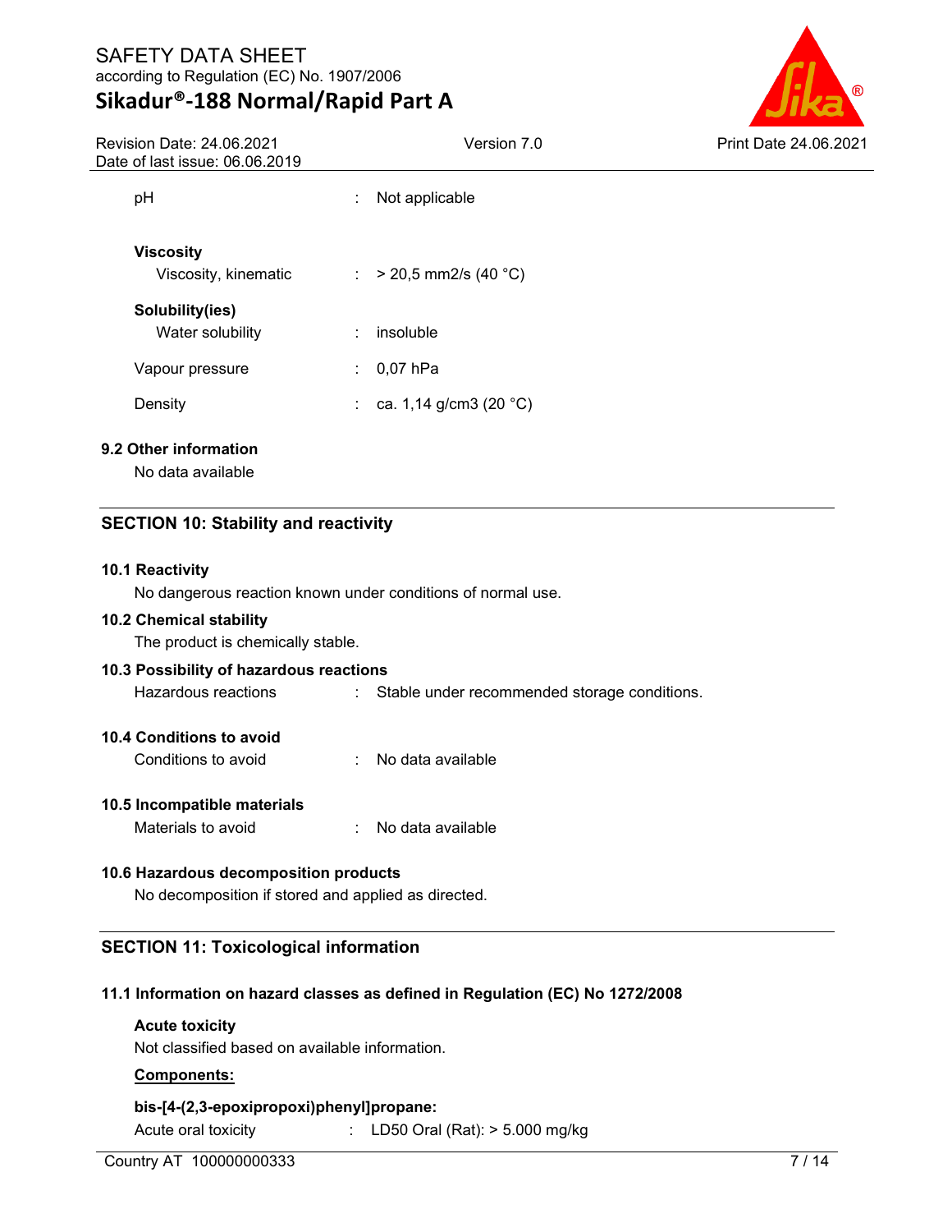| | | |
|---|---|---|
| pH | : | Not applicable |

**Viscosity**

| | | |
|---|---|---|
| Viscosity, kinematic | : | > 20,5 mm2/s (40 °C) |

**Solubility(ies)**

| | | |
|---|---|---|
| Water solubility | : | insoluble |
| Vapour pressure | : | 0,07 hPa |
| Density | : | ca. 1,14 g/cm3 (20 °C) |

### 9.2 Other information

No data available

## SECTION 10: Stability and reactivity

### 10.1 Reactivity

No dangerous reaction known under conditions of normal use.

### 10.2 Chemical stability

The product is chemically stable.

### 10.3 Possibility of hazardous reactions

| | | |
|---|---|---|
| Hazardous reactions | : | Stable under recommended storage conditions. |

### 10.4 Conditions to avoid

| | | |
|---|---|---|
| Conditions to avoid | : | No data available |

### 10.5 Incompatible materials

| | | |
|---|---|---|
| Materials to avoid | : | No data available |

### 10.6 Hazardous decomposition products

No decomposition if stored and applied as directed.

## SECTION 11: Toxicological information

### 11.1 Information on hazard classes as defined in Regulation (EC) No 1272/2008

**Acute toxicity**

Not classified based on available information.

**Components:**

**bis-[4-(2,3-epoxipropoxi)phenyl]propane:**

| | | |
|---|---|---|
| Acute oral toxicity | : | LD50 Oral (Rat): > 5.000 mg/kg |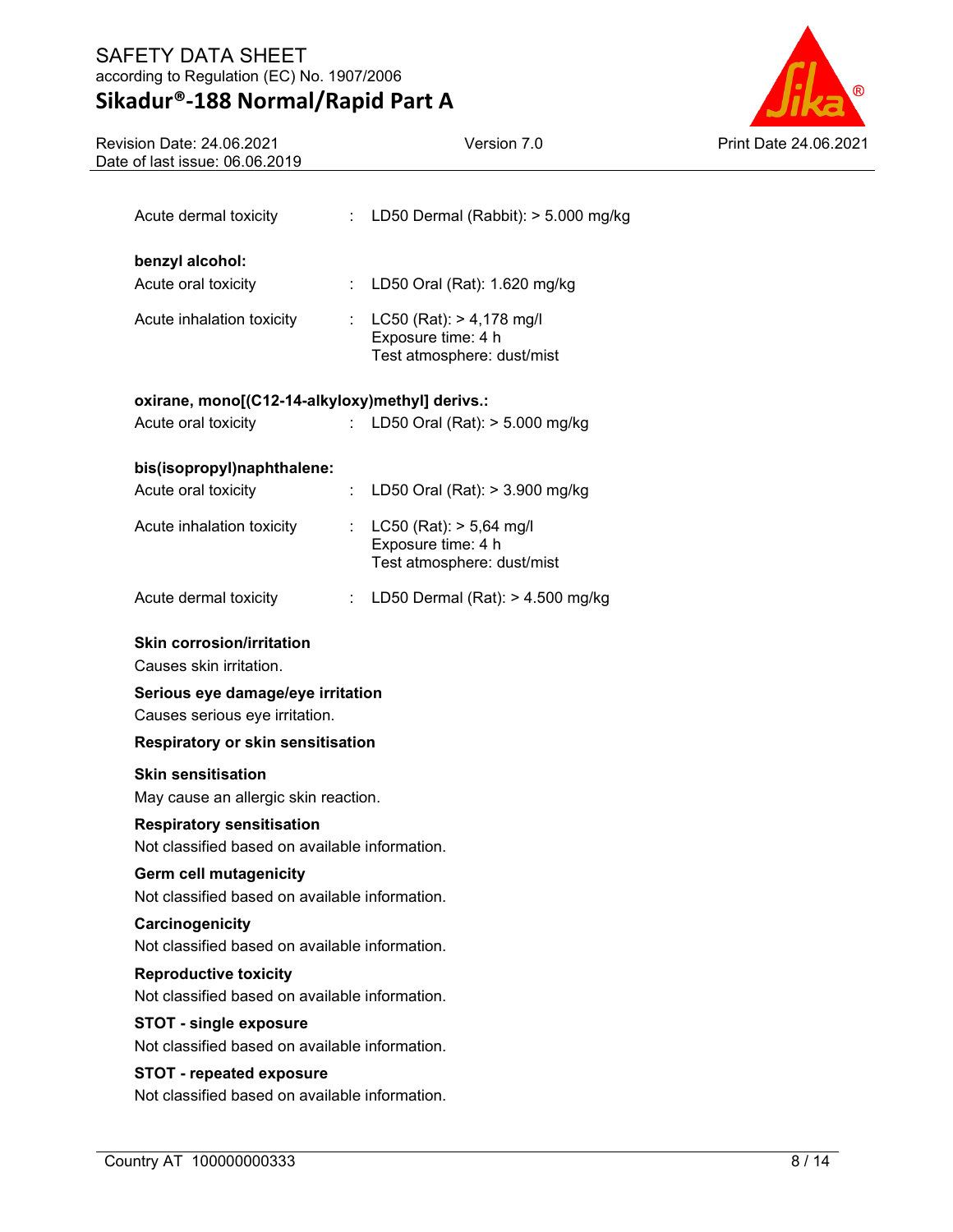Acute dermal toxicity : LD50 Dermal (Rabbit): > 5.000 mg/kg

**benzyl alcohol:**

Acute oral toxicity : LD50 Oral (Rat): 1.620 mg/kg

Acute inhalation toxicity : LC50 (Rat): > 4,178 mg/l
Exposure time: 4 h
Test atmosphere: dust/mist

**oxirane, mono[(C12-14-alkyloxy)methyl] derivs.:**

Acute oral toxicity : LD50 Oral (Rat): > 5.000 mg/kg

**bis(isopropyl)naphthalene:**

Acute oral toxicity : LD50 Oral (Rat): > 3.900 mg/kg

Acute inhalation toxicity : LC50 (Rat): > 5,64 mg/l
Exposure time: 4 h
Test atmosphere: dust/mist

Acute dermal toxicity : LD50 Dermal (Rat): > 4.500 mg/kg

**Skin corrosion/irritation**

Causes skin irritation.

**Serious eye damage/eye irritation**

Causes serious eye irritation.

**Respiratory or skin sensitisation**

**Skin sensitisation**

May cause an allergic skin reaction.

**Respiratory sensitisation**

Not classified based on available information.

**Germ cell mutagenicity**

Not classified based on available information.

**Carcinogenicity**

Not classified based on available information.

**Reproductive toxicity**

Not classified based on available information.

**STOT - single exposure**

Not classified based on available information.

**STOT - repeated exposure**

Not classified based on available information.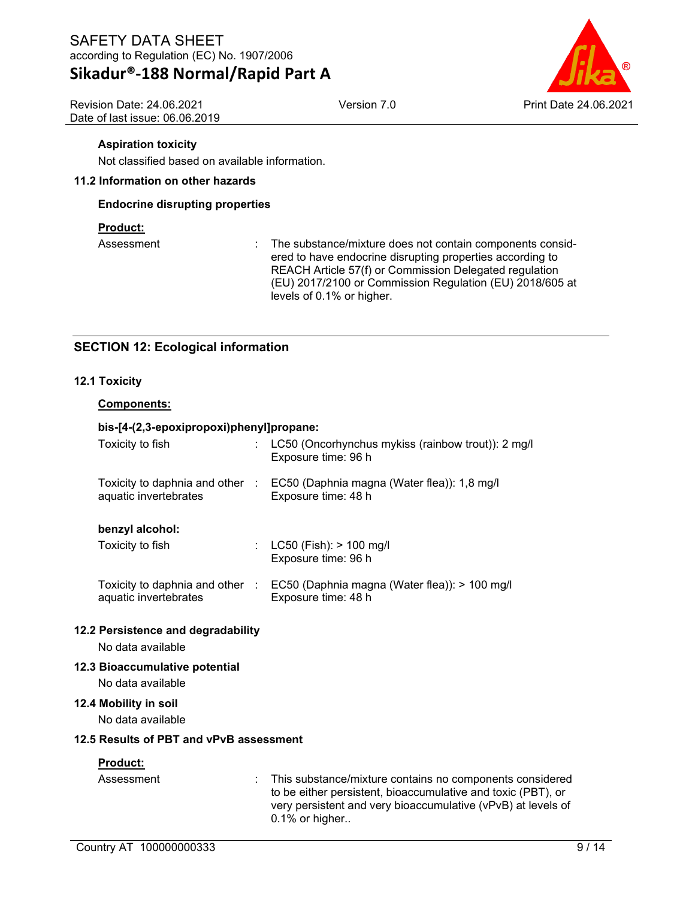**Aspiration toxicity**

Not classified based on available information.

### 11.2 Information on other hazards

**Endocrine disrupting properties**

**Product:**

| | | |
|---|---|---|
| Assessment | : | The substance/mixture does not contain components considered to have endocrine disrupting properties according to REACH Article 57(f) or Commission Delegated regulation (EU) 2017/2100 or Commission Regulation (EU) 2018/605 at levels of 0.1% or higher. |

## SECTION 12: Ecological information

### 12.1 Toxicity

**Components:**

**bis-[4-(2,3-epoxipropoxi)phenyl]propane:**

| | | |
|---|---|---|
| Toxicity to fish | : | LC50 (Oncorhynchus mykiss (rainbow trout)): 2 mg/l<br>Exposure time: 96 h |
| Toxicity to daphnia and other aquatic invertebrates | : | EC50 (Daphnia magna (Water flea)): 1,8 mg/l<br>Exposure time: 48 h |

**benzyl alcohol:**

| | | |
|---|---|---|
| Toxicity to fish | : | LC50 (Fish): > 100 mg/l<br>Exposure time: 96 h |
| Toxicity to daphnia and other aquatic invertebrates | : | EC50 (Daphnia magna (Water flea)): > 100 mg/l<br>Exposure time: 48 h |

### 12.2 Persistence and degradability

No data available

### 12.3 Bioaccumulative potential

No data available

### 12.4 Mobility in soil

No data available

### 12.5 Results of PBT and vPvB assessment

**Product:**

| | | |
|---|---|---|
| Assessment | : | This substance/mixture contains no components considered to be either persistent, bioaccumulative and toxic (PBT), or very persistent and very bioaccumulative (vPvB) at levels of 0.1% or higher.. |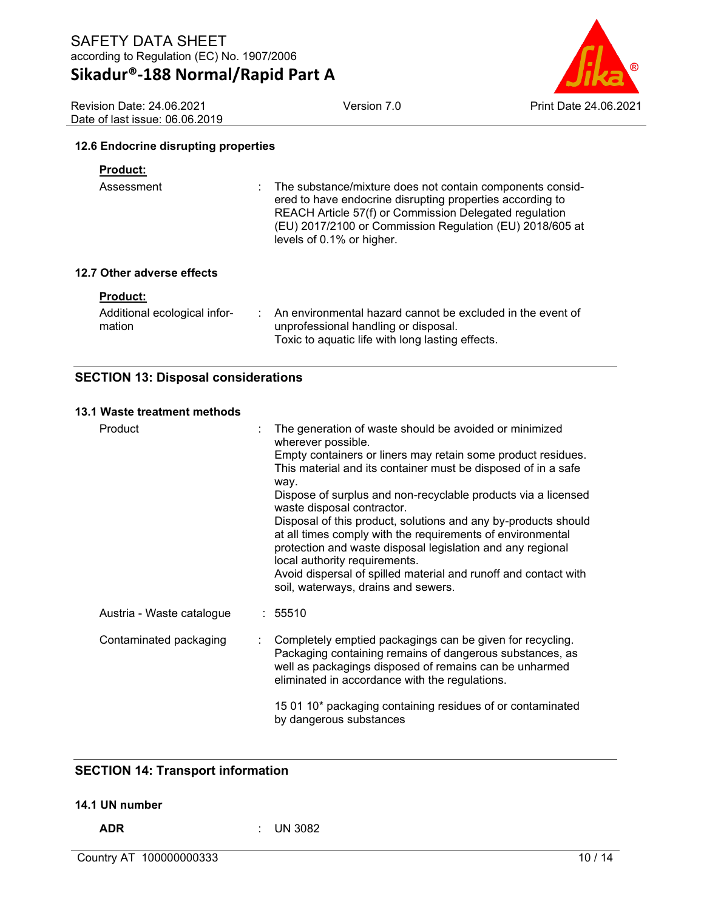### 12.6 Endocrine disrupting properties

**Product:**

Assessment : The substance/mixture does not contain components considered to have endocrine disrupting properties according to REACH Article 57(f) or Commission Delegated regulation (EU) 2017/2100 or Commission Regulation (EU) 2018/605 at levels of 0.1% or higher.

### 12.7 Other adverse effects

**Product:**

Additional ecological information : An environmental hazard cannot be excluded in the event of unprofessional handling or disposal.
Toxic to aquatic life with long lasting effects.

## SECTION 13: Disposal considerations

### 13.1 Waste treatment methods

Product : The generation of waste should be avoided or minimized wherever possible.
Empty containers or liners may retain some product residues.
This material and its container must be disposed of in a safe way.
Dispose of surplus and non-recyclable products via a licensed waste disposal contractor.
Disposal of this product, solutions and any by-products should at all times comply with the requirements of environmental protection and waste disposal legislation and any regional local authority requirements.
Avoid dispersal of spilled material and runoff and contact with soil, waterways, drains and sewers.

Austria - Waste catalogue : 55510

Contaminated packaging : Completely emptied packagings can be given for recycling.
Packaging containing remains of dangerous substances, as well as packagings disposed of remains can be unharmed eliminated in accordance with the regulations.

15 01 10* packaging containing residues of or contaminated by dangerous substances

## SECTION 14: Transport information

### 14.1 UN number

**ADR** : UN 3082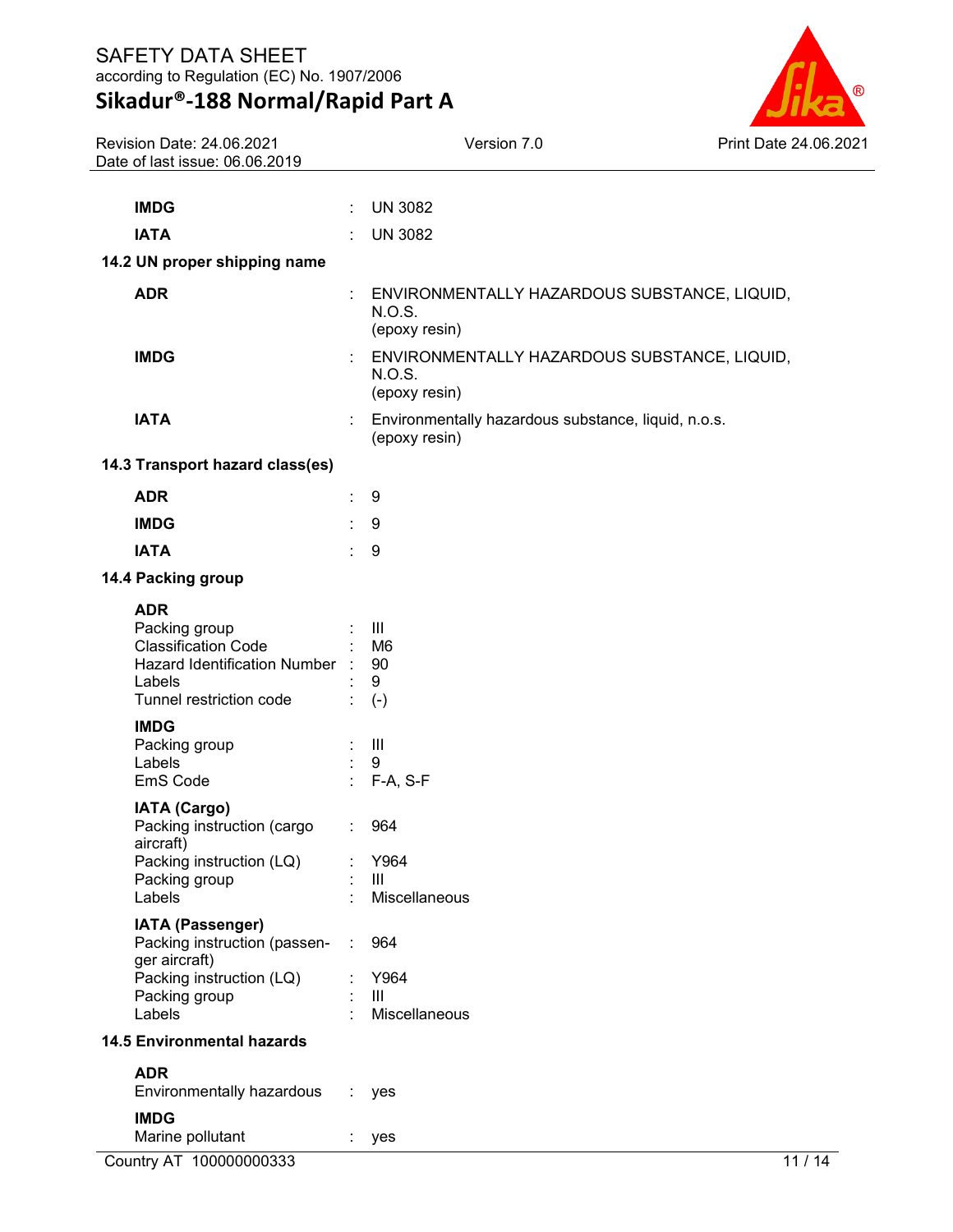| | | |
|---|---|---|
| **IMDG** | : | UN 3082 |
| **IATA** | : | UN 3082 |

**14.2 UN proper shipping name**

| | | |
|---|---|---|
| **ADR** | : | ENVIRONMENTALLY HAZARDOUS SUBSTANCE, LIQUID, N.O.S. (epoxy resin) |
| **IMDG** | : | ENVIRONMENTALLY HAZARDOUS SUBSTANCE, LIQUID, N.O.S. (epoxy resin) |
| **IATA** | : | Environmentally hazardous substance, liquid, n.o.s. (epoxy resin) |

**14.3 Transport hazard class(es)**

| | | |
|---|---|---|
| **ADR** | : | 9 |
| **IMDG** | : | 9 |
| **IATA** | : | 9 |

**14.4 Packing group**

**ADR**

| | | |
|---|---|---|
| Packing group | : | III |
| Classification Code | : | M6 |
| Hazard Identification Number | : | 90 |
| Labels | : | 9 |
| Tunnel restriction code | : | (-) |

**IMDG**

| | | |
|---|---|---|
| Packing group | : | III |
| Labels | : | 9 |
| EmS Code | : | F-A, S-F |

**IATA (Cargo)**

| | | |
|---|---|---|
| Packing instruction (cargo aircraft) | : | 964 |
| Packing instruction (LQ) | : | Y964 |
| Packing group | : | III |
| Labels | : | Miscellaneous |

**IATA (Passenger)**

| | | |
|---|---|---|
| Packing instruction (passenger aircraft) | : | 964 |
| Packing instruction (LQ) | : | Y964 |
| Packing group | : | III |
| Labels | : | Miscellaneous |

**14.5 Environmental hazards**

**ADR**

| | | |
|---|---|---|
| Environmentally hazardous | : | yes |

**IMDG**

| | | |
|---|---|---|
| Marine pollutant | : | yes |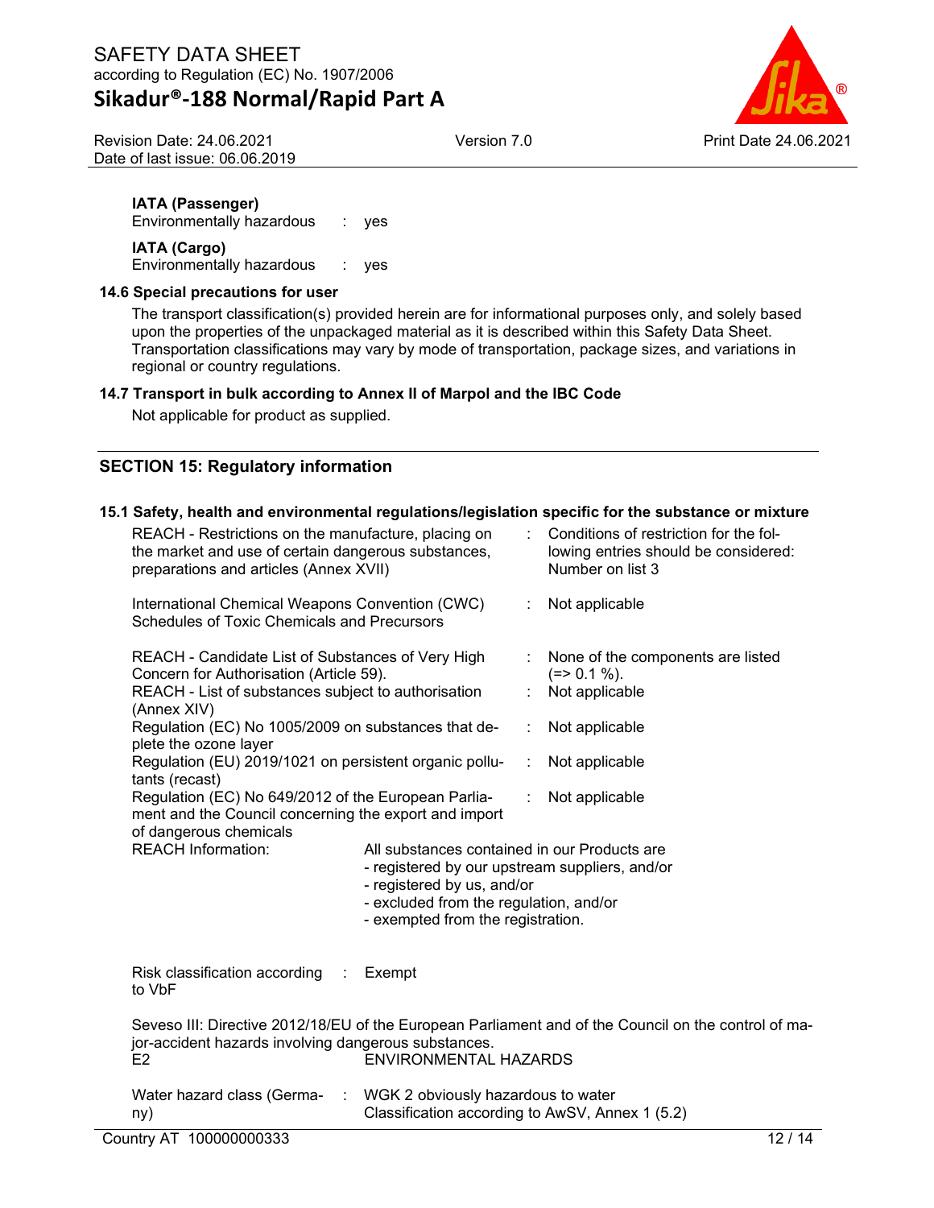**IATA (Passenger)**

Environmentally hazardous : yes

**IATA (Cargo)**

Environmentally hazardous : yes

### 14.6 Special precautions for user

The transport classification(s) provided herein are for informational purposes only, and solely based upon the properties of the unpackaged material as it is described within this Safety Data Sheet. Transportation classifications may vary by mode of transportation, package sizes, and variations in regional or country regulations.

### 14.7 Transport in bulk according to Annex II of Marpol and the IBC Code

Not applicable for product as supplied.

## SECTION 15: Regulatory information

### 15.1 Safety, health and environmental regulations/legislation specific for the substance or mixture

| | | |
|---|---|---|
| REACH - Restrictions on the manufacture, placing on the market and use of certain dangerous substances, preparations and articles (Annex XVII) | : | Conditions of restriction for the following entries should be considered: Number on list 3 |
| International Chemical Weapons Convention (CWC) Schedules of Toxic Chemicals and Precursors | : | Not applicable |
| REACH - Candidate List of Substances of Very High Concern for Authorisation (Article 59). | : | None of the components are listed (=> 0.1 %). |
| REACH - List of substances subject to authorisation (Annex XIV) | : | Not applicable |
| Regulation (EC) No 1005/2009 on substances that deplete the ozone layer | : | Not applicable |
| Regulation (EU) 2019/1021 on persistent organic pollutants (recast) | : | Not applicable |
| Regulation (EC) No 649/2012 of the European Parliament and the Council concerning the export and import of dangerous chemicals | : | Not applicable |

REACH Information: All substances contained in our Products are
- registered by our upstream suppliers, and/or
- registered by us, and/or
- excluded from the regulation, and/or
- exempted from the registration.

Risk classification according to VbF : Exempt

Seveso III: Directive 2012/18/EU of the European Parliament and of the Council on the control of major-accident hazards involving dangerous substances.

E2 ENVIRONMENTAL HAZARDS

Water hazard class (Germany) : WGK 2 obviously hazardous to water
Classification according to AwSV, Annex 1 (5.2)

Country AT 100000000333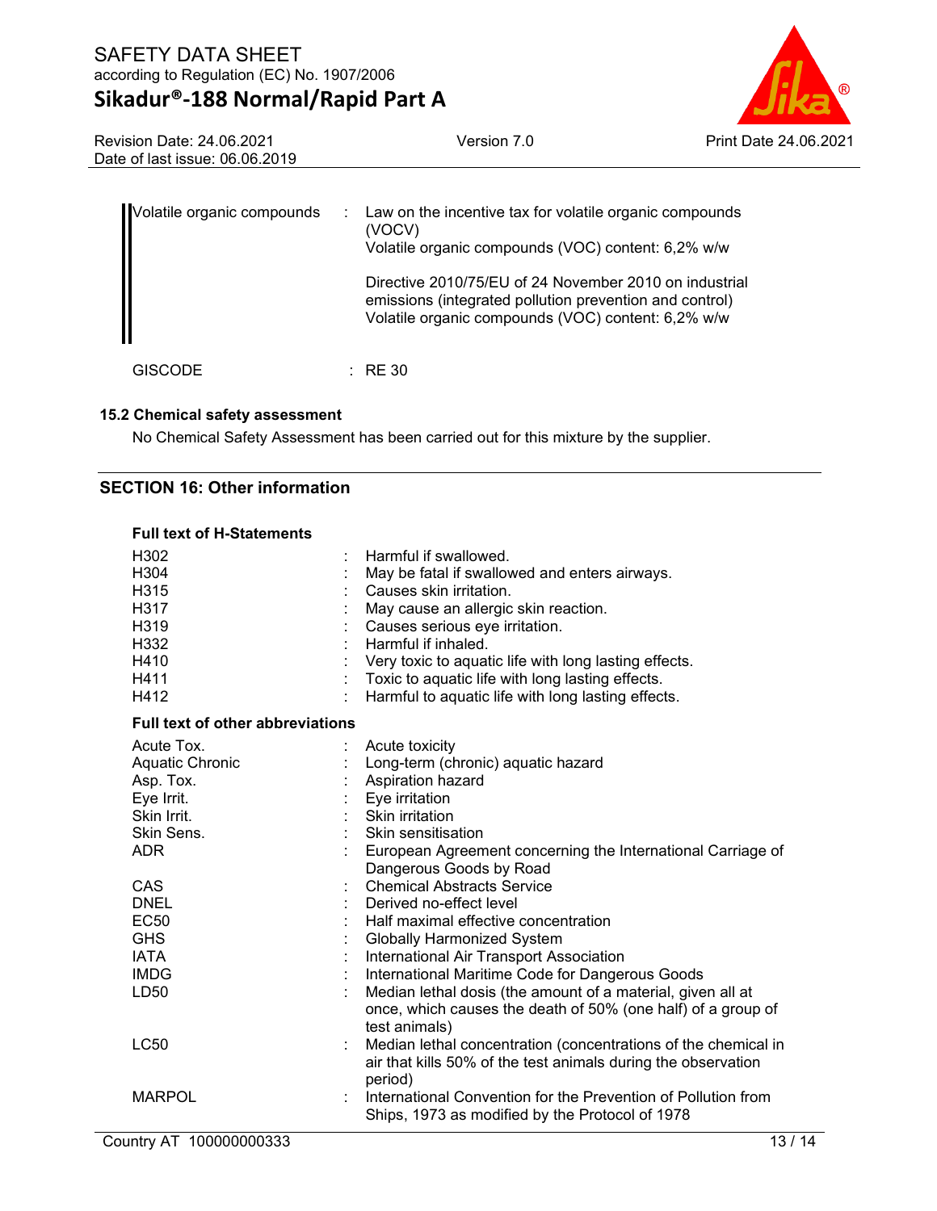| | | |
|---|---|---|
| Volatile organic compounds | : | Law on the incentive tax for volatile organic compounds (VOCV)<br>Volatile organic compounds (VOC) content: 6,2% w/w<br><br>Directive 2010/75/EU of 24 November 2010 on industrial emissions (integrated pollution prevention and control)<br>Volatile organic compounds (VOC) content: 6,2% w/w |
| GISCODE | : | RE 30 |

### 15.2 Chemical safety assessment

No Chemical Safety Assessment has been carried out for this mixture by the supplier.

## SECTION 16: Other information

### Full text of H-Statements

| | | |
|---|---|---|
| H302 | : | Harmful if swallowed. |
| H304 | : | May be fatal if swallowed and enters airways. |
| H315 | : | Causes skin irritation. |
| H317 | : | May cause an allergic skin reaction. |
| H319 | : | Causes serious eye irritation. |
| H332 | : | Harmful if inhaled. |
| H410 | : | Very toxic to aquatic life with long lasting effects. |
| H411 | : | Toxic to aquatic life with long lasting effects. |
| H412 | : | Harmful to aquatic life with long lasting effects. |

### Full text of other abbreviations

| | | |
|---|---|---|
| Acute Tox. | : | Acute toxicity |
| Aquatic Chronic | : | Long-term (chronic) aquatic hazard |
| Asp. Tox. | : | Aspiration hazard |
| Eye Irrit. | : | Eye irritation |
| Skin Irrit. | : | Skin irritation |
| Skin Sens. | : | Skin sensitisation |
| ADR | : | European Agreement concerning the International Carriage of Dangerous Goods by Road |
| CAS | : | Chemical Abstracts Service |
| DNEL | : | Derived no-effect level |
| EC50 | : | Half maximal effective concentration |
| GHS | : | Globally Harmonized System |
| IATA | : | International Air Transport Association |
| IMDG | : | International Maritime Code for Dangerous Goods |
| LD50 | : | Median lethal dosis (the amount of a material, given all at once, which causes the death of 50% (one half) of a group of test animals) |
| LC50 | : | Median lethal concentration (concentrations of the chemical in air that kills 50% of the test animals during the observation period) |
| MARPOL | : | International Convention for the Prevention of Pollution from Ships, 1973 as modified by the Protocol of 1978 |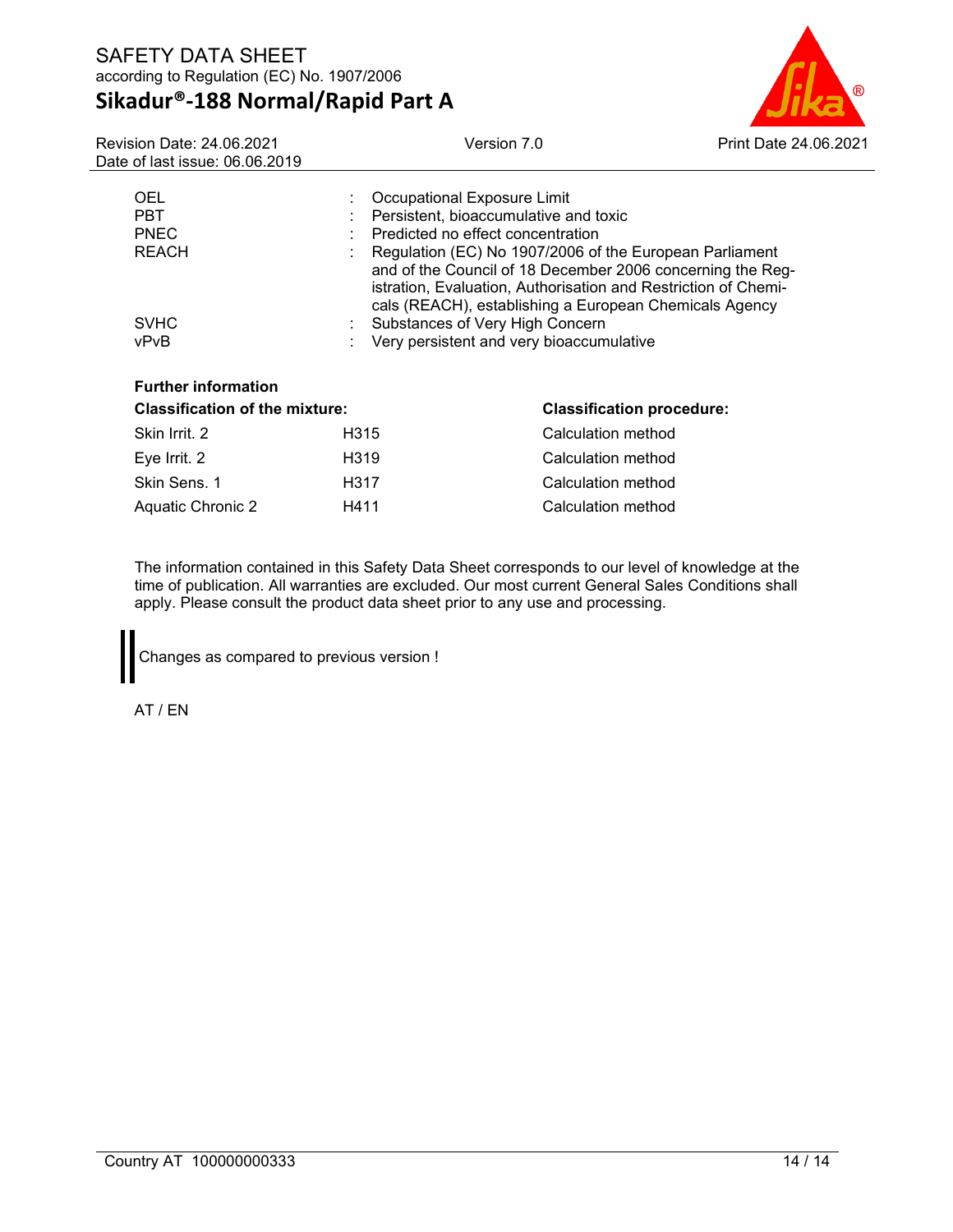| | | |
|---|---|---|
| OEL | : | Occupational Exposure Limit |
| PBT | : | Persistent, bioaccumulative and toxic |
| PNEC | : | Predicted no effect concentration |
| REACH | : | Regulation (EC) No 1907/2006 of the European Parliament and of the Council of 18 December 2006 concerning the Registration, Evaluation, Authorisation and Restriction of Chemicals (REACH), establishing a European Chemicals Agency |
| SVHC | : | Substances of Very High Concern |
| vPvB | : | Very persistent and very bioaccumulative |

**Further information**

| **Classification of the mixture:** | | **Classification procedure:** |
|---|---|---|
| Skin Irrit. 2 | H315 | Calculation method |
| Eye Irrit. 2 | H319 | Calculation method |
| Skin Sens. 1 | H317 | Calculation method |
| Aquatic Chronic 2 | H411 | Calculation method |

The information contained in this Safety Data Sheet corresponds to our level of knowledge at the time of publication. All warranties are excluded. Our most current General Sales Conditions shall apply. Please consult the product data sheet prior to any use and processing.

Changes as compared to previous version !

AT / EN